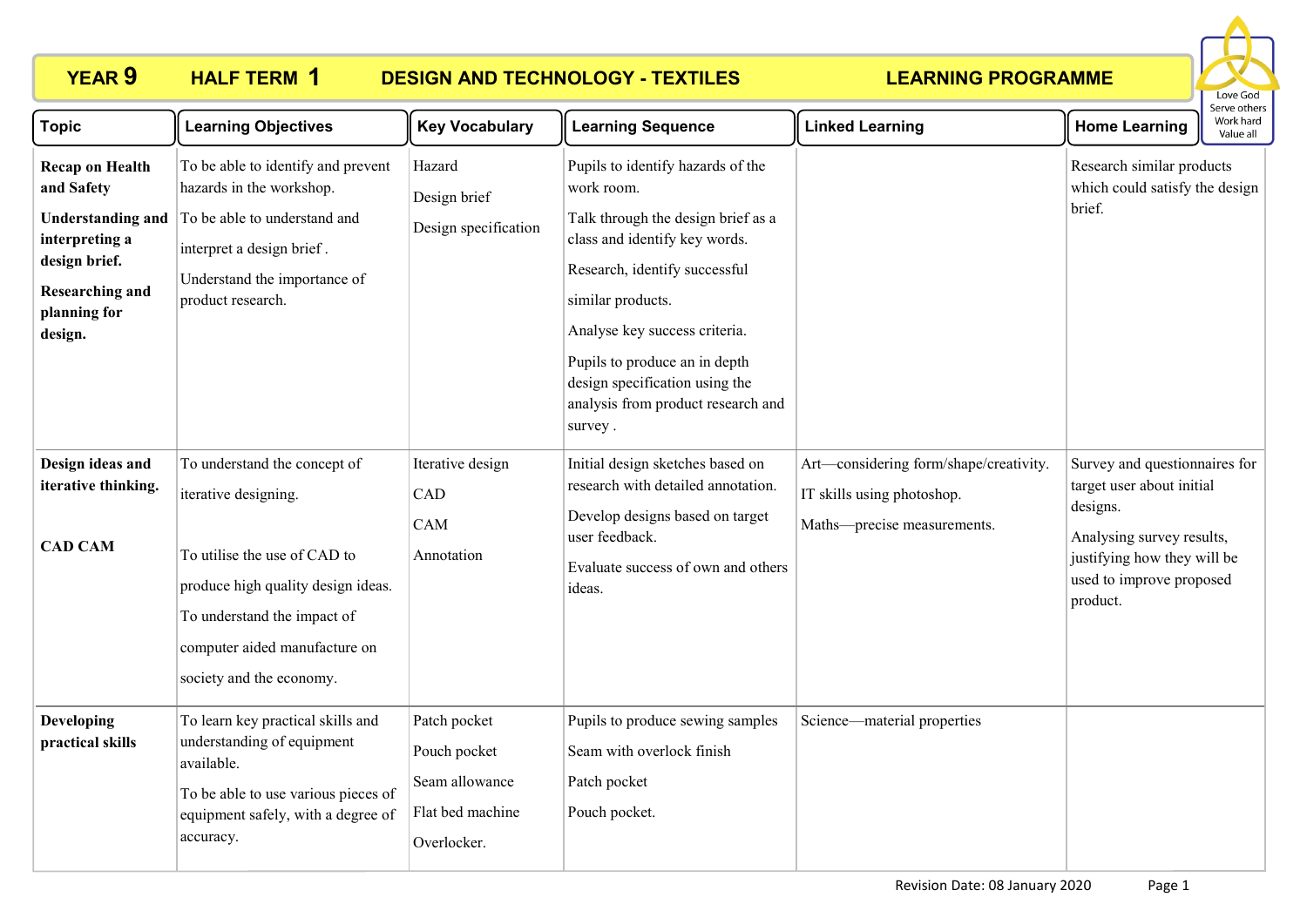# YEAR 9 HALF TERM 1 DESIGN AND TECHNOLOGY - TEXTILES LEARNING PROGRAMME

Love God
Serve others
Work hard
Value all

| Topic | Learning Objectives | Key Vocabulary | Learning Sequence | Linked Learning | Home Learning |
|---|---|---|---|---|---|
| **Recap on Health and Safety**<br>**Understanding and interpreting a design brief.**<br>**Researching and planning for design.** | To be able to identify and prevent hazards in the workshop.<br>To be able to understand and interpret a design brief .<br>Understand the importance of product research. | Hazard<br>Design brief<br>Design specification | Pupils to identify hazards of the work room.<br>Talk through the design brief as a class and identify key words.<br>Research, identify successful similar products.<br>Analyse key success criteria.<br>Pupils to produce an in depth design specification using the analysis from product research and survey . | | Research similar products which could satisfy the design brief. |
| **Design ideas and iterative thinking.**<br>**CAD CAM** | To understand the concept of iterative designing.<br>To utilise the use of CAD to produce high quality design ideas.<br>To understand the impact of computer aided manufacture on society and the economy. | Iterative design<br>CAD<br>CAM<br>Annotation | Initial design sketches based on research with detailed annotation.<br>Develop designs based on target user feedback.<br>Evaluate success of own and others ideas. | Art—considering form/shape/creativity.<br>IT skills using photoshop.<br>Maths—precise measurements. | Survey and questionnaires for target user about initial designs.<br>Analysing survey results, justifying how they will be used to improve proposed product. |
| **Developing practical skills** | To learn key practical skills and understanding of equipment available.<br>To be able to use various pieces of equipment safely, with a degree of accuracy. | Patch pocket<br>Pouch pocket<br>Seam allowance<br>Flat bed machine<br>Overlocker. | Pupils to produce sewing samples<br>Seam with overlock finish<br>Patch pocket<br>Pouch pocket. | Science—material properties | |

Revision Date: 08 January 2020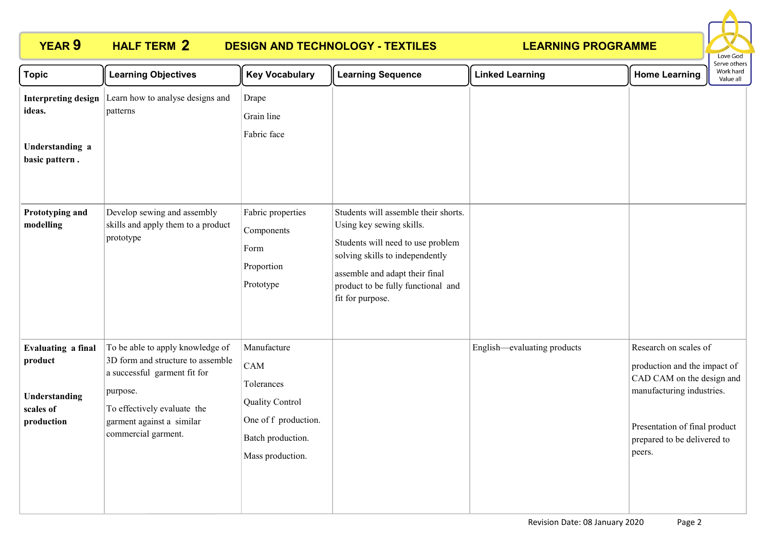# YEAR 9 HALF TERM 2 DESIGN AND TECHNOLOGY - TEXTILES LEARNING PROGRAMME

Love God
Serve others
Work hard
Value all

| Topic | Learning Objectives | Key Vocabulary | Learning Sequence | Linked Learning | Home Learning |
|---|---|---|---|---|---|
| **Interpreting design ideas.**<br><br>**Understanding a basic pattern .** | Learn how to analyse designs and patterns | Drape<br>Grain line<br>Fabric face | | | |
| **Prototyping and modelling** | Develop sewing and assembly skills and apply them to a product prototype | Fabric properties<br>Components<br>Form<br>Proportion<br>Prototype | Students will assemble their shorts. Using key sewing skills.<br>Students will need to use problem solving skills to independently assemble and adapt their final product to be fully functional and fit for purpose. | | |
| **Evaluating a final product**<br><br>**Understanding scales of production** | To be able to apply knowledge of 3D form and structure to assemble a successful garment fit for purpose.<br>To effectively evaluate the garment against a similar commercial garment. | Manufacture<br>CAM<br>Tolerances<br>Quality Control<br>One of f production.<br>Batch production.<br>Mass production. | | English—evaluating products | Research on scales of production and the impact of CAD CAM on the design and manufacturing industries.<br><br>Presentation of final product prepared to be delivered to peers. |

Revision Date: 08 January 2020